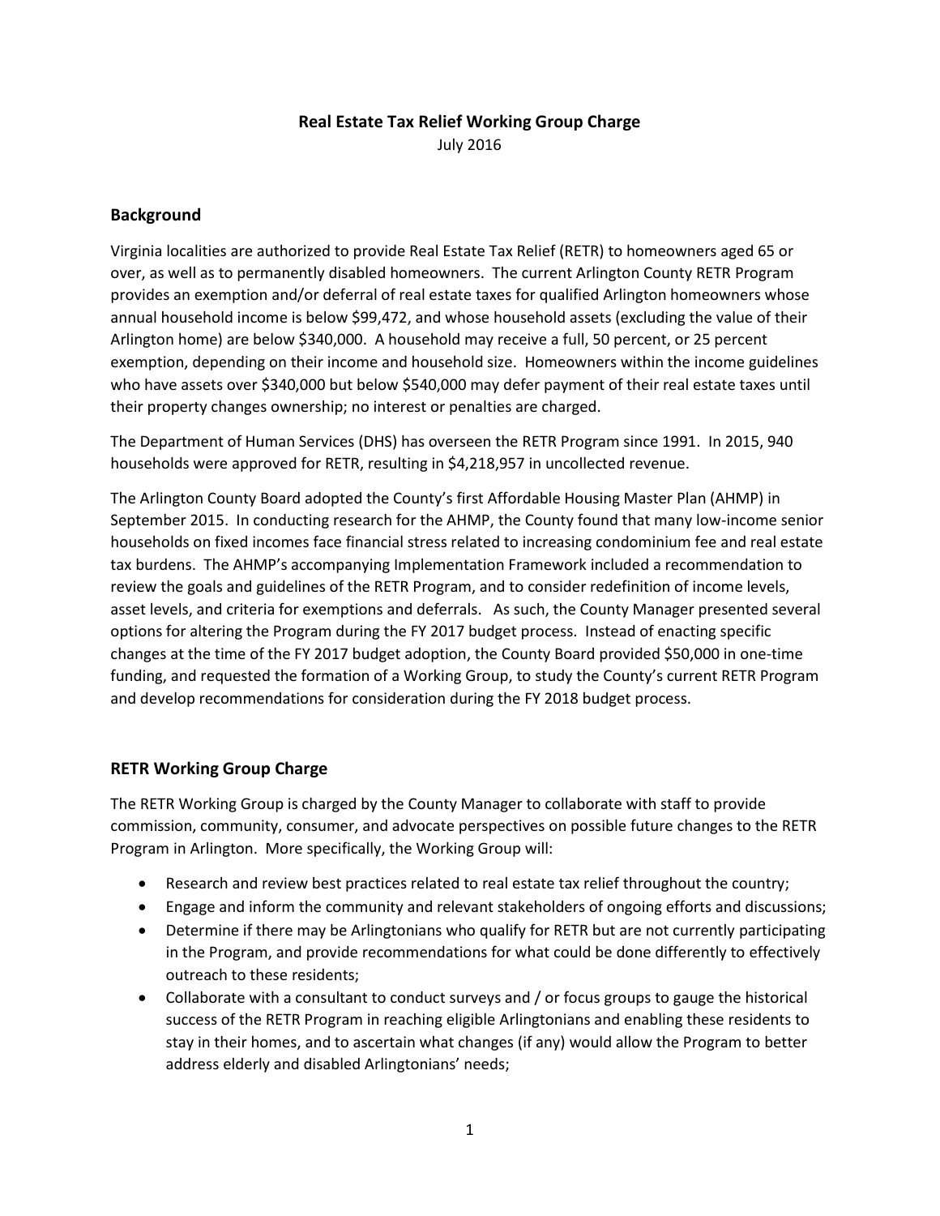# Real Estate Tax Relief Working Group Charge

July 2016

## Background

Virginia localities are authorized to provide Real Estate Tax Relief (RETR) to homeowners aged 65 or over, as well as to permanently disabled homeowners. The current Arlington County RETR Program provides an exemption and/or deferral of real estate taxes for qualified Arlington homeowners whose annual household income is below $99,472, and whose household assets (excluding the value of their Arlington home) are below $340,000. A household may receive a full, 50 percent, or 25 percent exemption, depending on their income and household size. Homeowners within the income guidelines who have assets over $340,000 but below $540,000 may defer payment of their real estate taxes until their property changes ownership; no interest or penalties are charged.

The Department of Human Services (DHS) has overseen the RETR Program since 1991. In 2015, 940 households were approved for RETR, resulting in $4,218,957 in uncollected revenue.

The Arlington County Board adopted the County's first Affordable Housing Master Plan (AHMP) in September 2015. In conducting research for the AHMP, the County found that many low-income senior households on fixed incomes face financial stress related to increasing condominium fee and real estate tax burdens. The AHMP's accompanying Implementation Framework included a recommendation to review the goals and guidelines of the RETR Program, and to consider redefinition of income levels, asset levels, and criteria for exemptions and deferrals. As such, the County Manager presented several options for altering the Program during the FY 2017 budget process. Instead of enacting specific changes at the time of the FY 2017 budget adoption, the County Board provided $50,000 in one-time funding, and requested the formation of a Working Group, to study the County's current RETR Program and develop recommendations for consideration during the FY 2018 budget process.

## RETR Working Group Charge

The RETR Working Group is charged by the County Manager to collaborate with staff to provide commission, community, consumer, and advocate perspectives on possible future changes to the RETR Program in Arlington. More specifically, the Working Group will:

- Research and review best practices related to real estate tax relief throughout the country;
- Engage and inform the community and relevant stakeholders of ongoing efforts and discussions;
- Determine if there may be Arlingtonians who qualify for RETR but are not currently participating in the Program, and provide recommendations for what could be done differently to effectively outreach to these residents;
- Collaborate with a consultant to conduct surveys and / or focus groups to gauge the historical success of the RETR Program in reaching eligible Arlingtonians and enabling these residents to stay in their homes, and to ascertain what changes (if any) would allow the Program to better address elderly and disabled Arlingtonians' needs;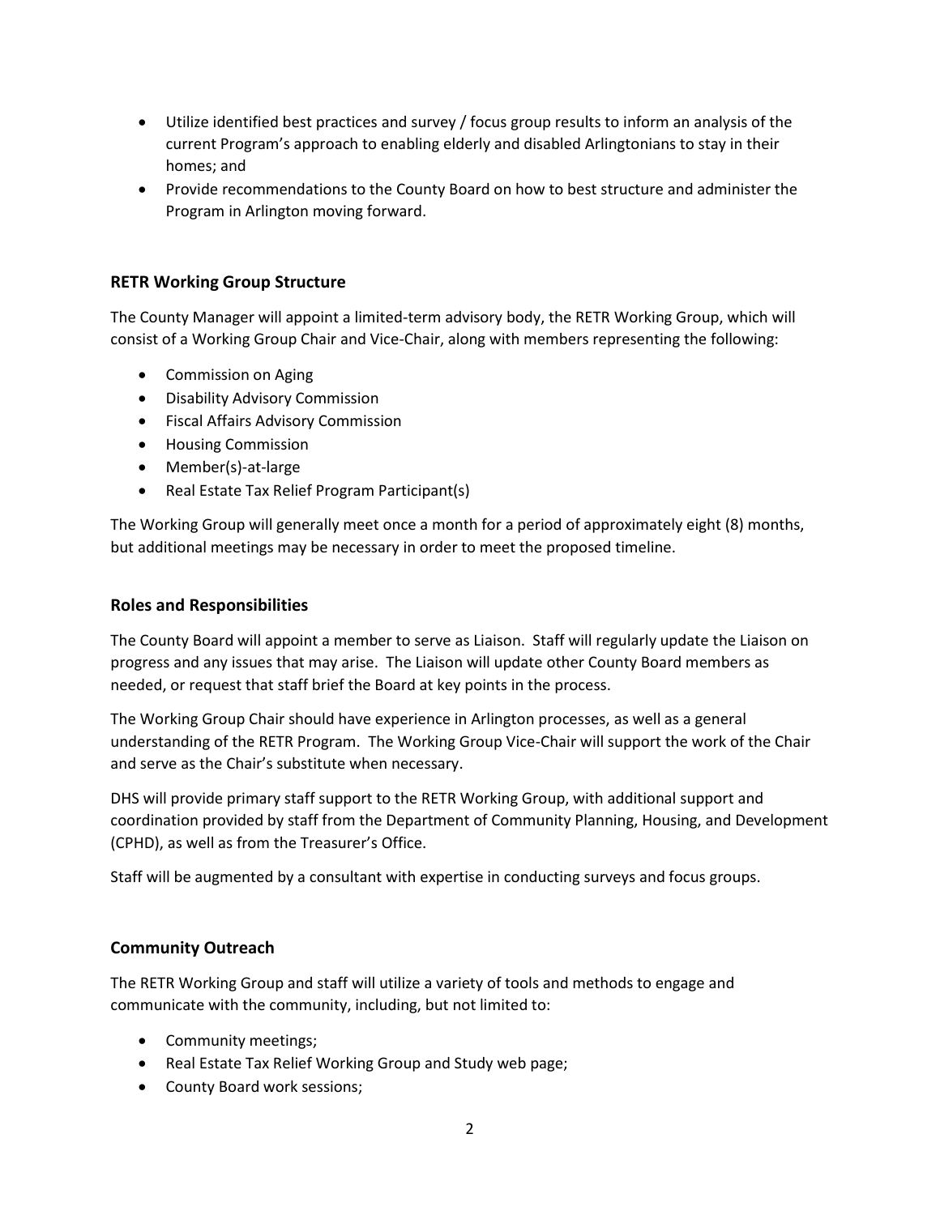- Utilize identified best practices and survey / focus group results to inform an analysis of the current Program's approach to enabling elderly and disabled Arlingtonians to stay in their homes; and
- Provide recommendations to the County Board on how to best structure and administer the Program in Arlington moving forward.

## RETR Working Group Structure

The County Manager will appoint a limited-term advisory body, the RETR Working Group, which will consist of a Working Group Chair and Vice-Chair, along with members representing the following:

- Commission on Aging
- Disability Advisory Commission
- Fiscal Affairs Advisory Commission
- Housing Commission
- Member(s)-at-large
- Real Estate Tax Relief Program Participant(s)

The Working Group will generally meet once a month for a period of approximately eight (8) months, but additional meetings may be necessary in order to meet the proposed timeline.

## Roles and Responsibilities

The County Board will appoint a member to serve as Liaison. Staff will regularly update the Liaison on progress and any issues that may arise. The Liaison will update other County Board members as needed, or request that staff brief the Board at key points in the process.

The Working Group Chair should have experience in Arlington processes, as well as a general understanding of the RETR Program. The Working Group Vice-Chair will support the work of the Chair and serve as the Chair's substitute when necessary.

DHS will provide primary staff support to the RETR Working Group, with additional support and coordination provided by staff from the Department of Community Planning, Housing, and Development (CPHD), as well as from the Treasurer's Office.

Staff will be augmented by a consultant with expertise in conducting surveys and focus groups.

## Community Outreach

The RETR Working Group and staff will utilize a variety of tools and methods to engage and communicate with the community, including, but not limited to:

- Community meetings;
- Real Estate Tax Relief Working Group and Study web page;
- County Board work sessions;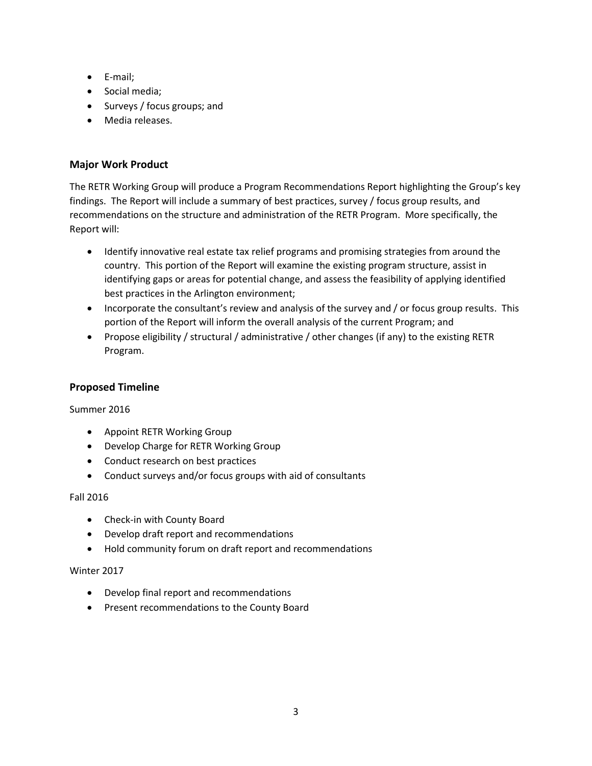- E-mail;
- Social media;
- Surveys / focus groups; and
- Media releases.

### Major Work Product

The RETR Working Group will produce a Program Recommendations Report highlighting the Group's key findings. The Report will include a summary of best practices, survey / focus group results, and recommendations on the structure and administration of the RETR Program. More specifically, the Report will:

- Identify innovative real estate tax relief programs and promising strategies from around the country. This portion of the Report will examine the existing program structure, assist in identifying gaps or areas for potential change, and assess the feasibility of applying identified best practices in the Arlington environment;
- Incorporate the consultant's review and analysis of the survey and / or focus group results. This portion of the Report will inform the overall analysis of the current Program; and
- Propose eligibility / structural / administrative / other changes (if any) to the existing RETR Program.

### Proposed Timeline

Summer 2016

- Appoint RETR Working Group
- Develop Charge for RETR Working Group
- Conduct research on best practices
- Conduct surveys and/or focus groups with aid of consultants

Fall 2016

- Check-in with County Board
- Develop draft report and recommendations
- Hold community forum on draft report and recommendations

Winter 2017

- Develop final report and recommendations
- Present recommendations to the County Board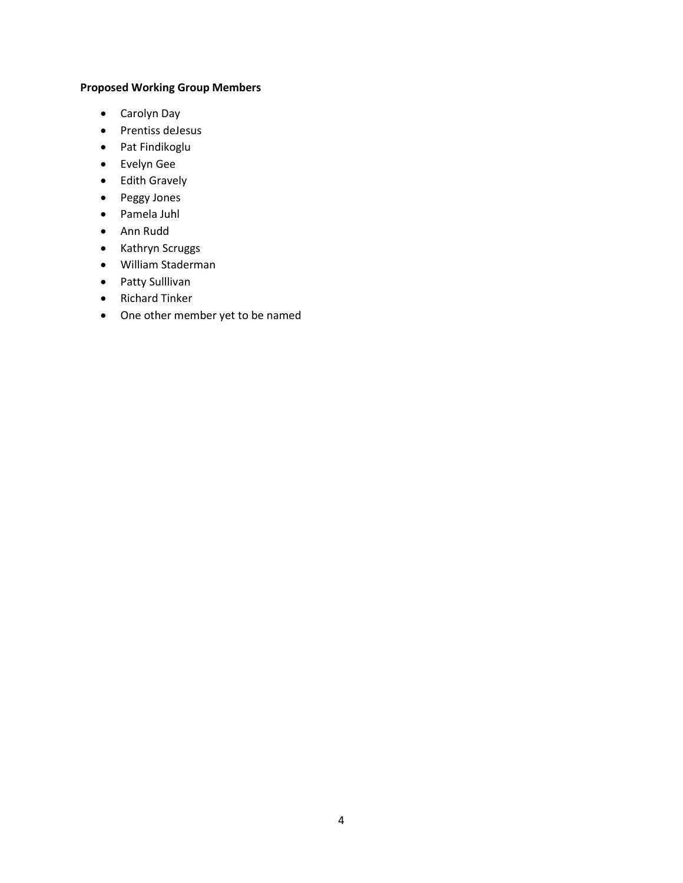**Proposed Working Group Members**

- Carolyn Day
- Prentiss deJesus
- Pat Findikoglu
- Evelyn Gee
- Edith Gravely
- Peggy Jones
- Pamela Juhl
- Ann Rudd
- Kathryn Scruggs
- William Staderman
- Patty Sulllivan
- Richard Tinker
- One other member yet to be named